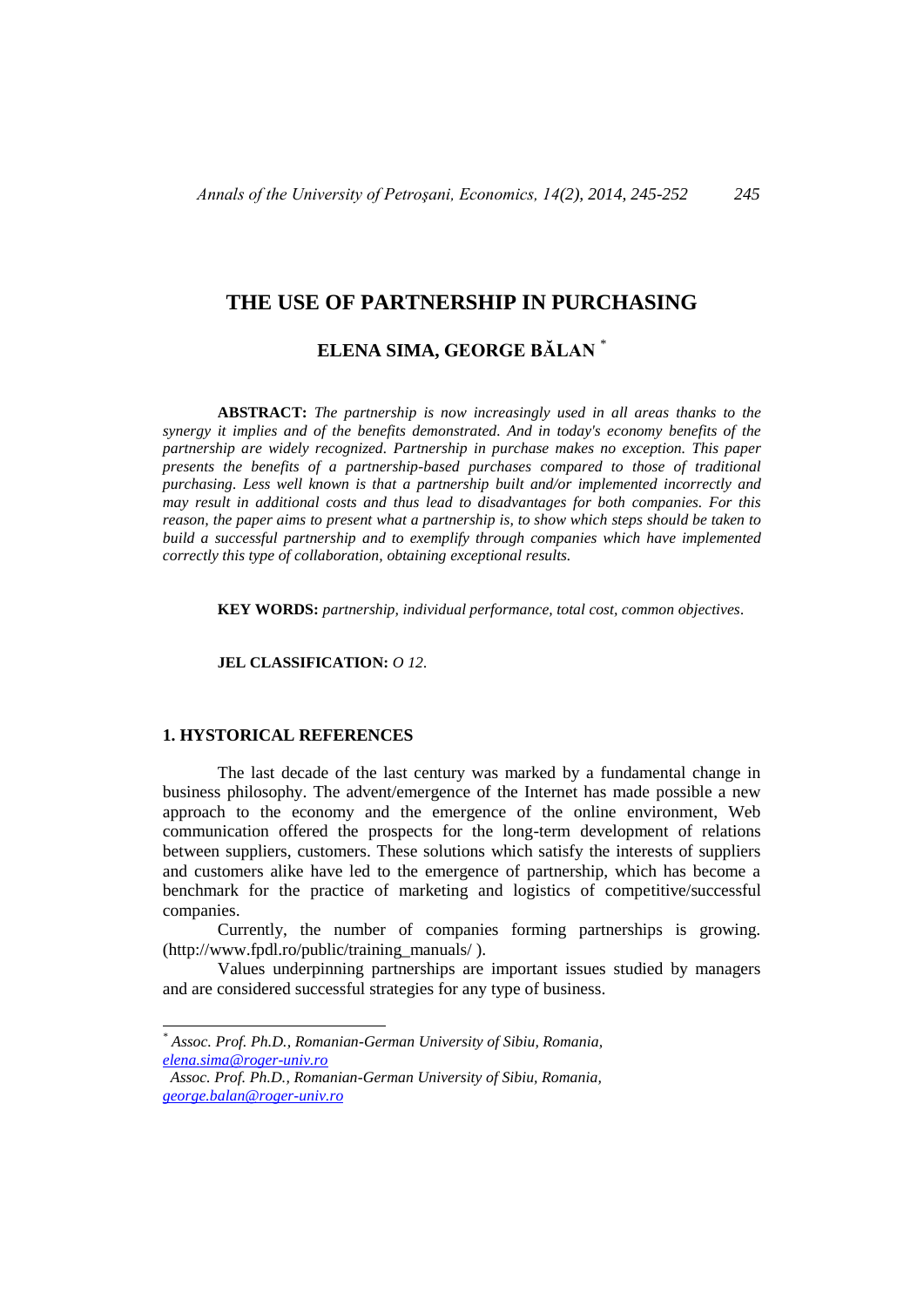# THE USE OF PARTNERSHIP IN PURCHASING

## ELENA SIMA, GEORGE BĂLAN [*]

**ABSTRACT:** *The partnership is now increasingly used in all areas thanks to the synergy it implies and of the benefits demonstrated. And in today's economy benefits of the partnership are widely recognized. Partnership in purchase makes no exception. This paper presents the benefits of a partnership-based purchases compared to those of traditional purchasing. Less well known is that a partnership built and/or implemented incorrectly and may result in additional costs and thus lead to disadvantages for both companies. For this reason, the paper aims to present what a partnership is, to show which steps should be taken to build a successful partnership and to exemplify through companies which have implemented correctly this type of collaboration, obtaining exceptional results.*

**KEY WORDS:** *partnership, individual performance, total cost, common objectives*.

**JEL CLASSIFICATION:** *O 12.*

## 1. HYSTORICAL REFERENCES

The last decade of the last century was marked by a fundamental change in business philosophy. The advent/emergence of the Internet has made possible a new approach to the economy and the emergence of the online environment, Web communication offered the prospects for the long-term development of relations between suppliers, customers. These solutions which satisfy the interests of suppliers and customers alike have led to the emergence of partnership, which has become a benchmark for the practice of marketing and logistics of competitive/successful companies.

Currently, the number of companies forming partnerships is growing. (http://www.fpdl.ro/public/training_manuals/ ).

Values underpinning partnerships are important issues studied by managers and are considered successful strategies for any type of business.

---

[*] *Assoc. Prof. Ph.D., Romanian-German University of Sibiu, Romania, elena.sima@roger-univ.ro*

*Assoc. Prof. Ph.D., Romanian-German University of Sibiu, Romania, george.balan@roger-univ.ro*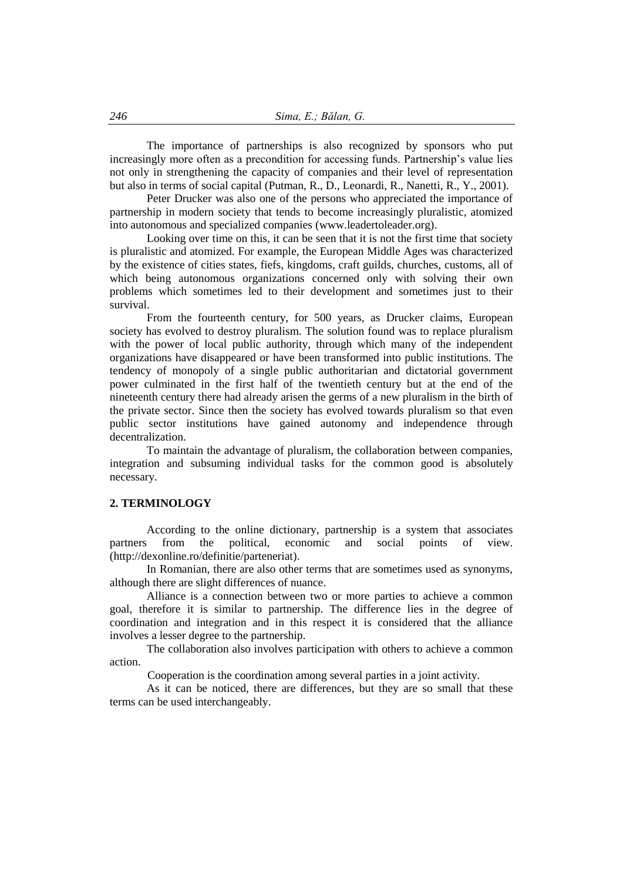The importance of partnerships is also recognized by sponsors who put increasingly more often as a precondition for accessing funds. Partnership's value lies not only in strengthening the capacity of companies and their level of representation but also in terms of social capital (Putman, R., D., Leonardi, R., Nanetti, R., Y., 2001).

Peter Drucker was also one of the persons who appreciated the importance of partnership in modern society that tends to become increasingly pluralistic, atomized into autonomous and specialized companies (www.leadertoleader.org).

Looking over time on this, it can be seen that it is not the first time that society is pluralistic and atomized. For example, the European Middle Ages was characterized by the existence of cities states, fiefs, kingdoms, craft guilds, churches, customs, all of which being autonomous organizations concerned only with solving their own problems which sometimes led to their development and sometimes just to their survival.

From the fourteenth century, for 500 years, as Drucker claims, European society has evolved to destroy pluralism. The solution found was to replace pluralism with the power of local public authority, through which many of the independent organizations have disappeared or have been transformed into public institutions. The tendency of monopoly of a single public authoritarian and dictatorial government power culminated in the first half of the twentieth century but at the end of the nineteenth century there had already arisen the germs of a new pluralism in the birth of the private sector. Since then the society has evolved towards pluralism so that even public sector institutions have gained autonomy and independence through decentralization.

To maintain the advantage of pluralism, the collaboration between companies, integration and subsuming individual tasks for the common good is absolutely necessary.

## 2. TERMINOLOGY

According to the online dictionary, partnership is a system that associates partners from the political, economic and social points of view. (http://dexonline.ro/definitie/parteneriat).

In Romanian, there are also other terms that are sometimes used as synonyms, although there are slight differences of nuance.

Alliance is a connection between two or more parties to achieve a common goal, therefore it is similar to partnership. The difference lies in the degree of coordination and integration and in this respect it is considered that the alliance involves a lesser degree to the partnership.

The collaboration also involves participation with others to achieve a common action.

Cooperation is the coordination among several parties in a joint activity.

As it can be noticed, there are differences, but they are so small that these terms can be used interchangeably.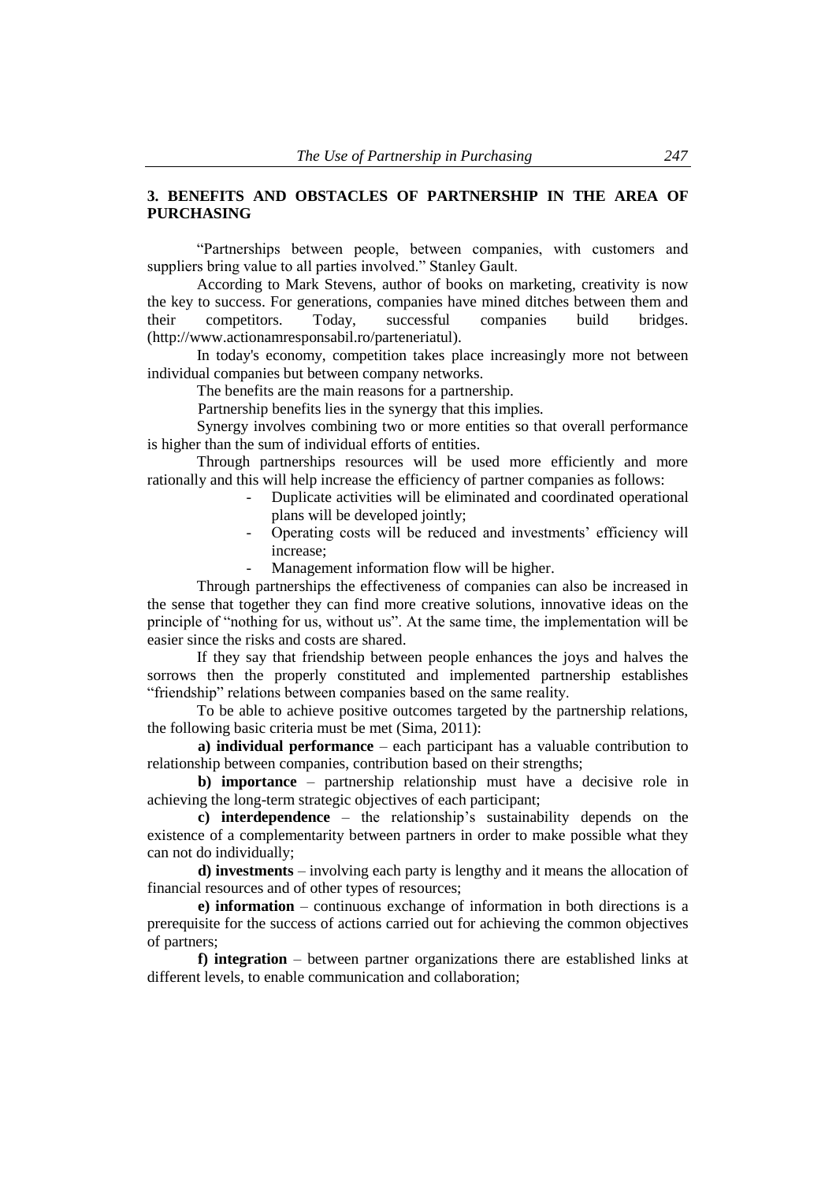## 3. BENEFITS AND OBSTACLES OF PARTNERSHIP IN THE AREA OF PURCHASING

"Partnerships between people, between companies, with customers and suppliers bring value to all parties involved." Stanley Gault.

According to Mark Stevens, author of books on marketing, creativity is now the key to success. For generations, companies have mined ditches between them and their competitors. Today, successful companies build bridges. (http://www.actionamresponsabil.ro/parteneriatul).

In today's economy, competition takes place increasingly more not between individual companies but between company networks.

The benefits are the main reasons for a partnership.

Partnership benefits lies in the synergy that this implies.

Synergy involves combining two or more entities so that overall performance is higher than the sum of individual efforts of entities.

Through partnerships resources will be used more efficiently and more rationally and this will help increase the efficiency of partner companies as follows:

- Duplicate activities will be eliminated and coordinated operational plans will be developed jointly;
- Operating costs will be reduced and investments' efficiency will increase;
- Management information flow will be higher.

Through partnerships the effectiveness of companies can also be increased in the sense that together they can find more creative solutions, innovative ideas on the principle of "nothing for us, without us". At the same time, the implementation will be easier since the risks and costs are shared.

If they say that friendship between people enhances the joys and halves the sorrows then the properly constituted and implemented partnership establishes "friendship" relations between companies based on the same reality.

To be able to achieve positive outcomes targeted by the partnership relations, the following basic criteria must be met (Sima, 2011):

**a) individual performance** – each participant has a valuable contribution to relationship between companies, contribution based on their strengths;

**b) importance** – partnership relationship must have a decisive role in achieving the long-term strategic objectives of each participant;

**c) interdependence** – the relationship's sustainability depends on the existence of a complementarity between partners in order to make possible what they can not do individually;

**d) investments** – involving each party is lengthy and it means the allocation of financial resources and of other types of resources;

**e) information** – continuous exchange of information in both directions is a prerequisite for the success of actions carried out for achieving the common objectives of partners;

**f) integration** – between partner organizations there are established links at different levels, to enable communication and collaboration;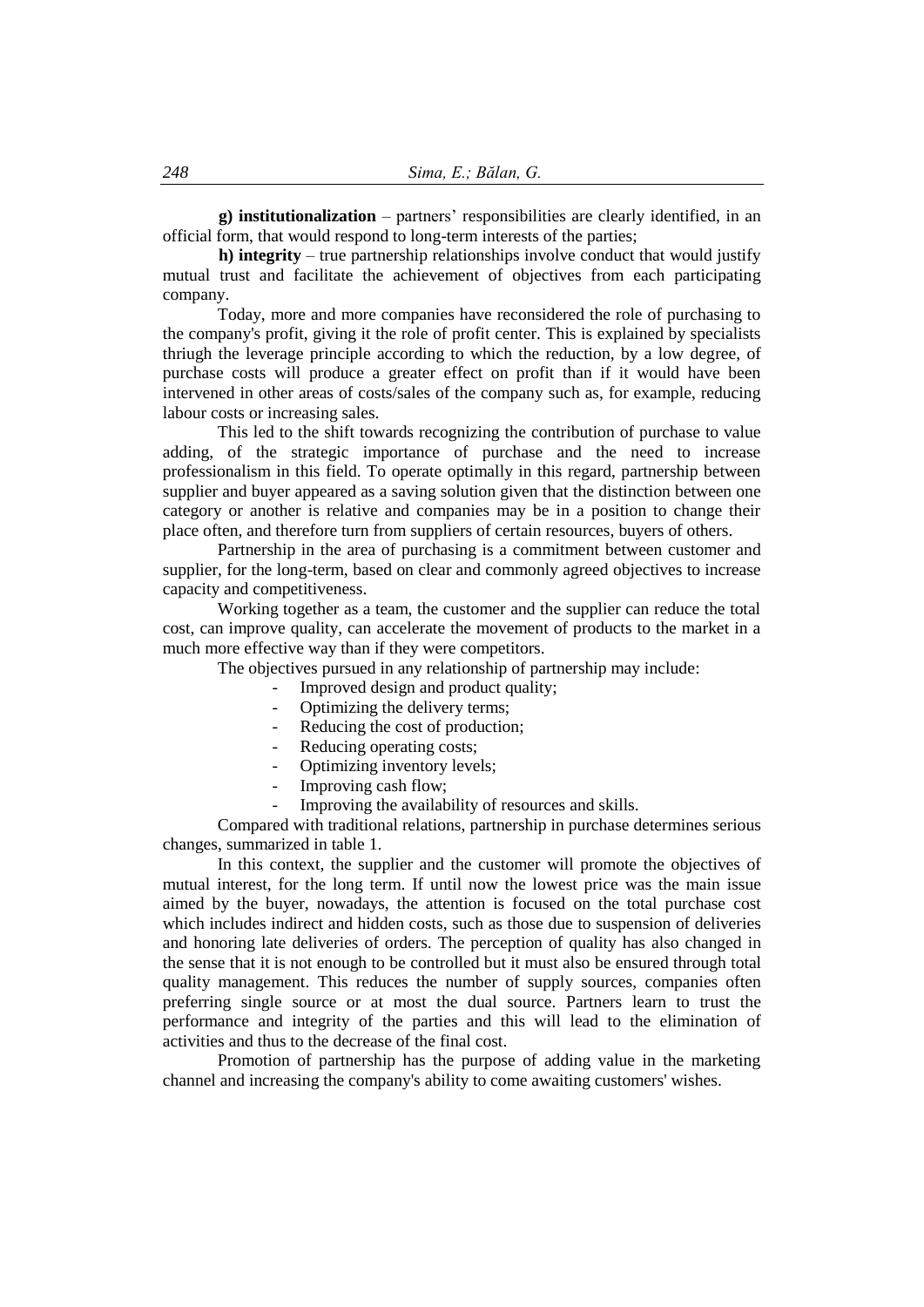**g) institutionalization** – partners' responsibilities are clearly identified, in an official form, that would respond to long-term interests of the parties;

**h) integrity** – true partnership relationships involve conduct that would justify mutual trust and facilitate the achievement of objectives from each participating company.

Today, more and more companies have reconsidered the role of purchasing to the company's profit, giving it the role of profit center. This is explained by specialists thriugh the leverage principle according to which the reduction, by a low degree, of purchase costs will produce a greater effect on profit than if it would have been intervened in other areas of costs/sales of the company such as, for example, reducing labour costs or increasing sales.

This led to the shift towards recognizing the contribution of purchase to value adding, of the strategic importance of purchase and the need to increase professionalism in this field. To operate optimally in this regard, partnership between supplier and buyer appeared as a saving solution given that the distinction between one category or another is relative and companies may be in a position to change their place often, and therefore turn from suppliers of certain resources, buyers of others.

Partnership in the area of purchasing is a commitment between customer and supplier, for the long-term, based on clear and commonly agreed objectives to increase capacity and competitiveness.

Working together as a team, the customer and the supplier can reduce the total cost, can improve quality, can accelerate the movement of products to the market in a much more effective way than if they were competitors.

The objectives pursued in any relationship of partnership may include:

- Improved design and product quality;
- Optimizing the delivery terms;
- Reducing the cost of production;
- Reducing operating costs;
- Optimizing inventory levels;
- Improving cash flow;
- Improving the availability of resources and skills.

Compared with traditional relations, partnership in purchase determines serious changes, summarized in table 1.

In this context, the supplier and the customer will promote the objectives of mutual interest, for the long term. If until now the lowest price was the main issue aimed by the buyer, nowadays, the attention is focused on the total purchase cost which includes indirect and hidden costs, such as those due to suspension of deliveries and honoring late deliveries of orders. The perception of quality has also changed in the sense that it is not enough to be controlled but it must also be ensured through total quality management. This reduces the number of supply sources, companies often preferring single source or at most the dual source. Partners learn to trust the performance and integrity of the parties and this will lead to the elimination of activities and thus to the decrease of the final cost.

Promotion of partnership has the purpose of adding value in the marketing channel and increasing the company's ability to come awaiting customers' wishes.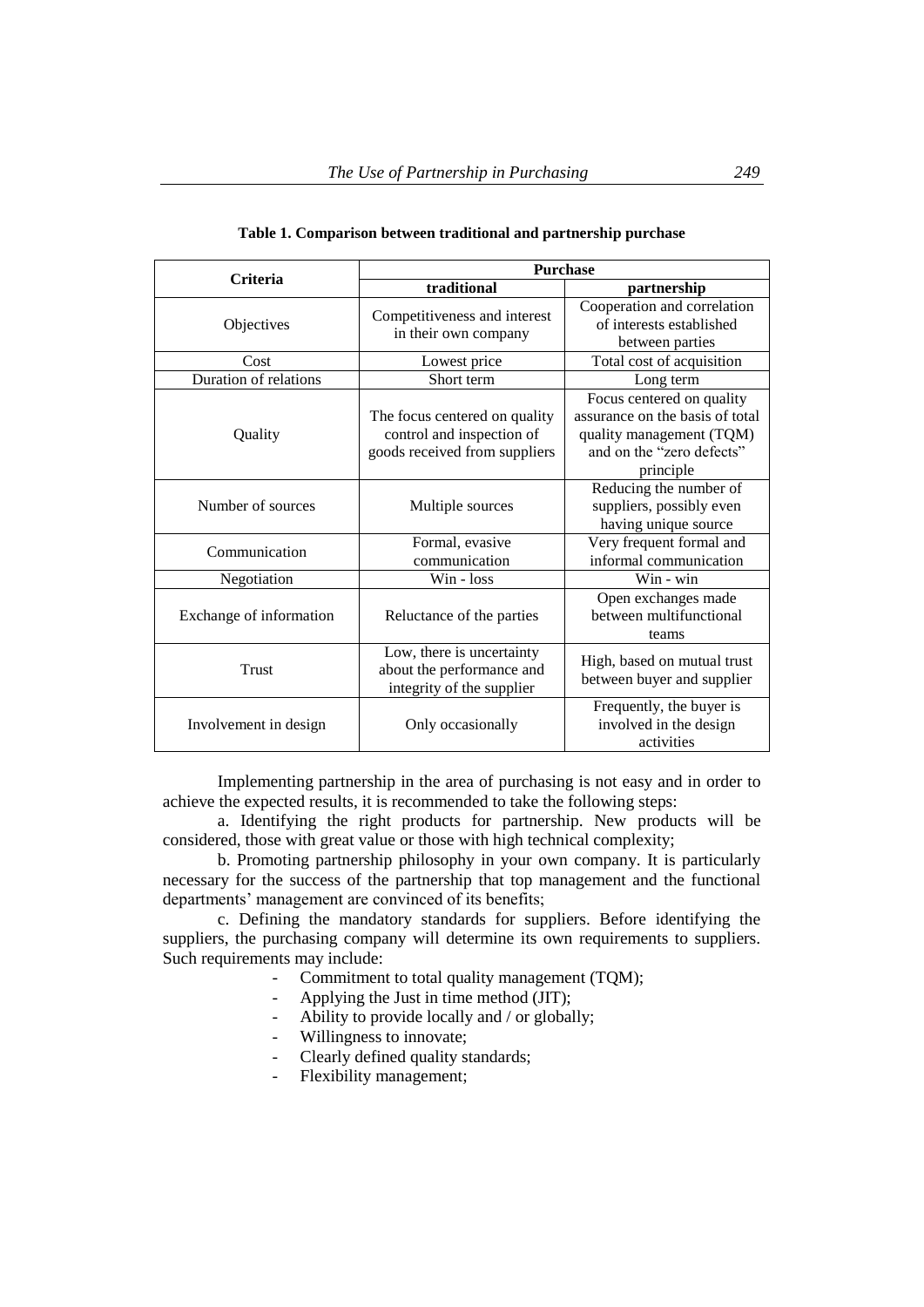**Table 1. Comparison between traditional and partnership purchase**

| Criteria | Purchase | |
|---|---|---|
| | traditional | partnership |
| Objectives | Competitiveness and interest in their own company | Cooperation and correlation of interests established between parties |
| Cost | Lowest price | Total cost of acquisition |
| Duration of relations | Short term | Long term |
| Quality | The focus centered on quality control and inspection of goods received from suppliers | Focus centered on quality assurance on the basis of total quality management (TQM) and on the "zero defects" principle |
| Number of sources | Multiple sources | Reducing the number of suppliers, possibly even having unique source |
| Communication | Formal, evasive communication | Very frequent formal and informal communication |
| Negotiation | Win - loss | Win - win |
| Exchange of information | Reluctance of the parties | Open exchanges made between multifunctional teams |
| Trust | Low, there is uncertainty about the performance and integrity of the supplier | High, based on mutual trust between buyer and supplier |
| Involvement in design | Only occasionally | Frequently, the buyer is involved in the design activities |

Implementing partnership in the area of purchasing is not easy and in order to achieve the expected results, it is recommended to take the following steps:

a. Identifying the right products for partnership. New products will be considered, those with great value or those with high technical complexity;

b. Promoting partnership philosophy in your own company. It is particularly necessary for the success of the partnership that top management and the functional departments' management are convinced of its benefits;

c. Defining the mandatory standards for suppliers. Before identifying the suppliers, the purchasing company will determine its own requirements to suppliers. Such requirements may include:

- Commitment to total quality management (TQM);
- Applying the Just in time method (JIT);
- Ability to provide locally and / or globally;
- Willingness to innovate;
- Clearly defined quality standards;
- Flexibility management;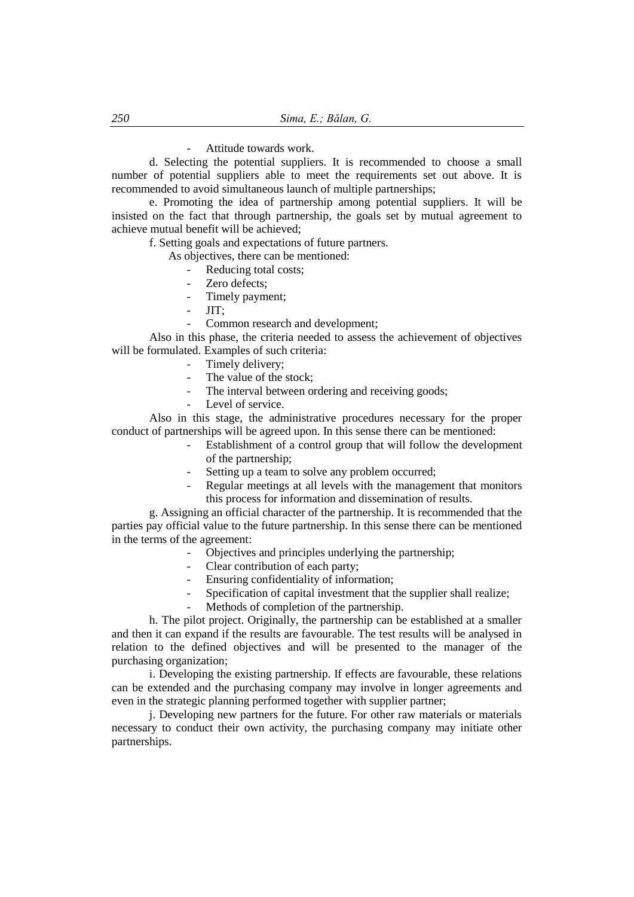- Attitude towards work.

d. Selecting the potential suppliers. It is recommended to choose a small number of potential suppliers able to meet the requirements set out above. It is recommended to avoid simultaneous launch of multiple partnerships;

e. Promoting the idea of partnership among potential suppliers. It will be insisted on the fact that through partnership, the goals set by mutual agreement to achieve mutual benefit will be achieved;

f. Setting goals and expectations of future partners.

As objectives, there can be mentioned:

- Reducing total costs;
- Zero defects;
- Timely payment;
- JIT;
- Common research and development;

Also in this phase, the criteria needed to assess the achievement of objectives will be formulated. Examples of such criteria:

- Timely delivery;
- The value of the stock;
- The interval between ordering and receiving goods;
- Level of service.

Also in this stage, the administrative procedures necessary for the proper conduct of partnerships will be agreed upon. In this sense there can be mentioned:

- Establishment of a control group that will follow the development of the partnership;
- Setting up a team to solve any problem occurred;
- Regular meetings at all levels with the management that monitors this process for information and dissemination of results.

g. Assigning an official character of the partnership. It is recommended that the parties pay official value to the future partnership. In this sense there can be mentioned in the terms of the agreement:

- Objectives and principles underlying the partnership;
- Clear contribution of each party;
- Ensuring confidentiality of information;
- Specification of capital investment that the supplier shall realize;
- Methods of completion of the partnership.

h. The pilot project. Originally, the partnership can be established at a smaller and then it can expand if the results are favourable. The test results will be analysed in relation to the defined objectives and will be presented to the manager of the purchasing organization;

i. Developing the existing partnership. If effects are favourable, these relations can be extended and the purchasing company may involve in longer agreements and even in the strategic planning performed together with supplier partner;

j. Developing new partners for the future. For other raw materials or materials necessary to conduct their own activity, the purchasing company may initiate other partnerships.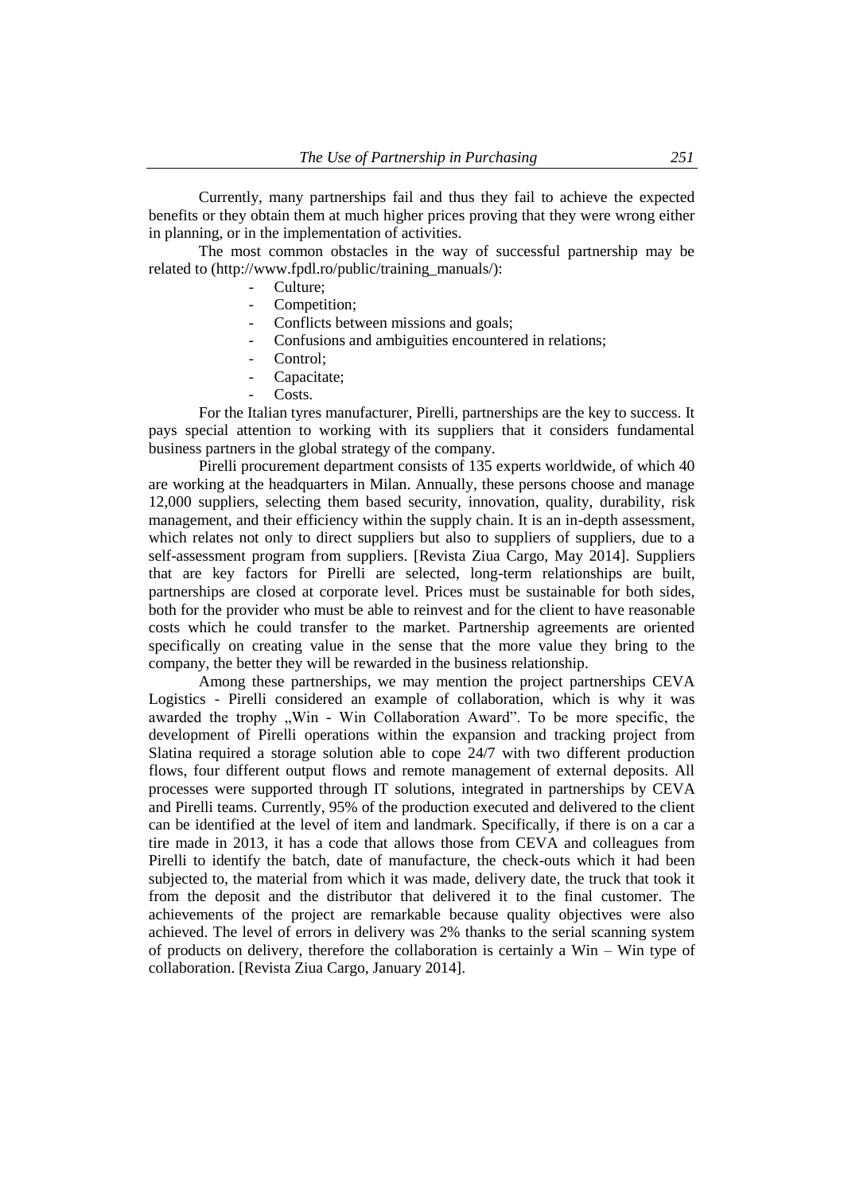Currently, many partnerships fail and thus they fail to achieve the expected benefits or they obtain them at much higher prices proving that they were wrong either in planning, or in the implementation of activities.

The most common obstacles in the way of successful partnership may be related to (http://www.fpdl.ro/public/training_manuals/):

- Culture;
- Competition;
- Conflicts between missions and goals;
- Confusions and ambiguities encountered in relations;
- Control;
- Capacitate;
- Costs.

For the Italian tyres manufacturer, Pirelli, partnerships are the key to success. It pays special attention to working with its suppliers that it considers fundamental business partners in the global strategy of the company.

Pirelli procurement department consists of 135 experts worldwide, of which 40 are working at the headquarters in Milan. Annually, these persons choose and manage 12,000 suppliers, selecting them based security, innovation, quality, durability, risk management, and their efficiency within the supply chain. It is an in-depth assessment, which relates not only to direct suppliers but also to suppliers of suppliers, due to a self-assessment program from suppliers. [Revista Ziua Cargo, May 2014]. Suppliers that are key factors for Pirelli are selected, long-term relationships are built, partnerships are closed at corporate level. Prices must be sustainable for both sides, both for the provider who must be able to reinvest and for the client to have reasonable costs which he could transfer to the market. Partnership agreements are oriented specifically on creating value in the sense that the more value they bring to the company, the better they will be rewarded in the business relationship.

Among these partnerships, we may mention the project partnerships CEVA Logistics - Pirelli considered an example of collaboration, which is why it was awarded the trophy „Win - Win Collaboration Award". To be more specific, the development of Pirelli operations within the expansion and tracking project from Slatina required a storage solution able to cope 24/7 with two different production flows, four different output flows and remote management of external deposits. All processes were supported through IT solutions, integrated in partnerships by CEVA and Pirelli teams. Currently, 95% of the production executed and delivered to the client can be identified at the level of item and landmark. Specifically, if there is on a car a tire made in 2013, it has a code that allows those from CEVA and colleagues from Pirelli to identify the batch, date of manufacture, the check-outs which it had been subjected to, the material from which it was made, delivery date, the truck that took it from the deposit and the distributor that delivered it to the final customer. The achievements of the project are remarkable because quality objectives were also achieved. The level of errors in delivery was 2% thanks to the serial scanning system of products on delivery, therefore the collaboration is certainly a Win – Win type of collaboration. [Revista Ziua Cargo, January 2014].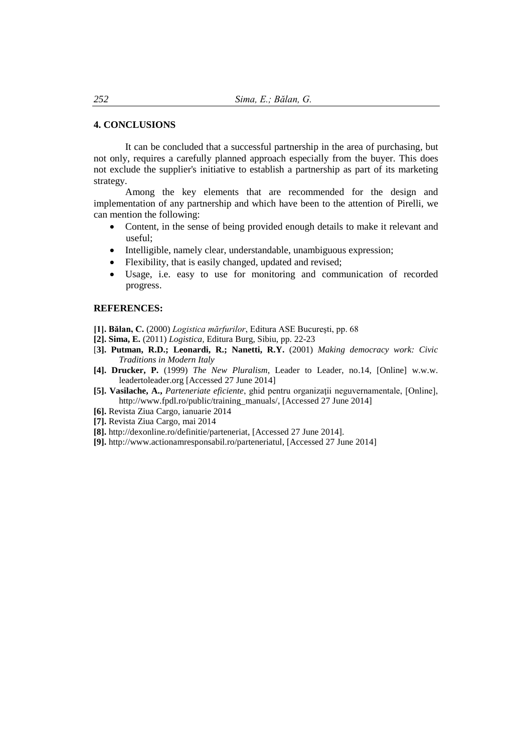## 4. CONCLUSIONS

It can be concluded that a successful partnership in the area of purchasing, but not only, requires a carefully planned approach especially from the buyer. This does not exclude the supplier's initiative to establish a partnership as part of its marketing strategy.

Among the key elements that are recommended for the design and implementation of any partnership and which have been to the attention of Pirelli, we can mention the following:

- Content, in the sense of being provided enough details to make it relevant and useful;
- Intelligible, namely clear, understandable, unambiguous expression;
- Flexibility, that is easily changed, updated and revised;
- Usage, i.e. easy to use for monitoring and communication of recorded progress.

## REFERENCES:

**[1]. Bălan, C.** (2000) *Logistica mărfurilor*, Editura ASE Bucureşti, pp. 68

**[2]. Sima, E.** (2011) *Logistica*, Editura Burg, Sibiu, pp. 22-23

[**3]. Putman, R.D.; Leonardi, R.; Nanetti, R.Y.** (2001) *Making democracy work: Civic Traditions in Modern Italy*

**[4]. Drucker, P.** (1999) *The New Pluralism*, Leader to Leader, no.14, [Online] w.w.w. leadertoleader.org [Accessed 27 June 2014]

**[5]. Vasilache, A.,** *Parteneriate eficiente*, ghid pentru organizaţii neguvernamentale, [Online], http://www.fpdl.ro/public/training_manuals/, [Accessed 27 June 2014]

**[6].** Revista Ziua Cargo, ianuarie 2014

**[7].** Revista Ziua Cargo, mai 2014

**[8].** http://dexonline.ro/definitie/parteneriat, [Accessed 27 June 2014].

**[9].** http://www.actionamresponsabil.ro/parteneriatul, [Accessed 27 June 2014]